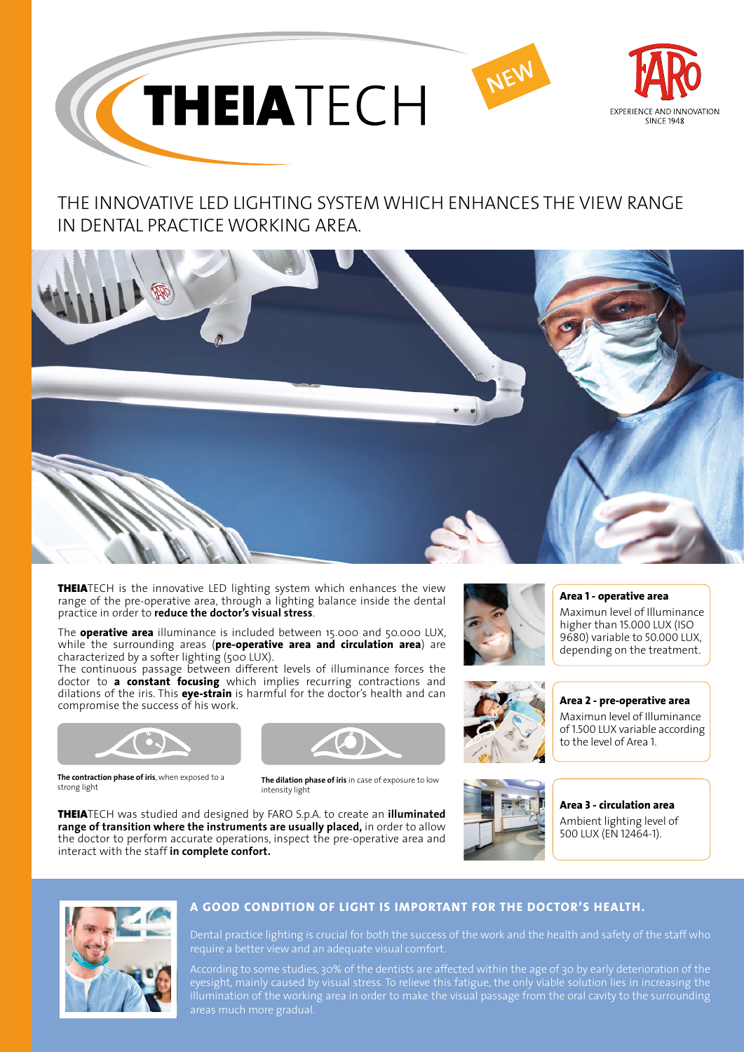# THEIATECH

NEW

FARO
EXPERIENCE AND INNOVATION SINCE 1948

## THE INNOVATIVE LED LIGHTING SYSTEM WHICH ENHANCES THE VIEW RANGE IN DENTAL PRACTICE WORKING AREA.

**THEIA**TECH is the innovative LED lighting system which enhances the view range of the pre-operative area, through a lighting balance inside the dental practice in order to **reduce the doctor's visual stress**.

The **operative area** illuminance is included between 15.000 and 50.000 LUX, while the surrounding areas (**pre-operative area and circulation area**) are characterized by a softer lighting (500 LUX).
The continuous passage between different levels of illuminance forces the doctor to **a constant focusing** which implies recurring contractions and dilations of the iris. This **eye-strain** is harmful for the doctor's health and can compromise the success of his work.

**The contraction phase of iris**, when exposed to a strong light

**The dilation phase of iris** in case of exposure to low intensity light

**THEIA**TECH was studied and designed by FARO S.p.A. to create an **illuminated range of transition where the instruments are usually placed,** in order to allow the doctor to perform accurate operations, inspect the pre-operative area and interact with the staff **in complete confort.**

**Area 1 - operative area**
Maximun level of Illuminance higher than 15.000 LUX (ISO 9680) variable to 50.000 LUX, depending on the treatment.

**Area 2 - pre-operative area**
Maximun level of Illuminance of 1.500 LUX variable according to the level of Area 1.

**Area 3 - circulation area**
Ambient lighting level of 500 LUX (EN 12464-1).

### A GOOD CONDITION OF LIGHT IS IMPORTANT FOR THE DOCTOR'S HEALTH.

Dental practice lighting is crucial for both the success of the work and the health and safety of the staff who require a better view and an adequate visual comfort.

According to some studies, 30% of the dentists are affected within the age of 30 by early deterioration of the eyesight, mainly caused by visual stress. To relieve this fatigue, the only viable solution lies in increasing the illumination of the working area in order to make the visual passage from the oral cavity to the surrounding areas much more gradual.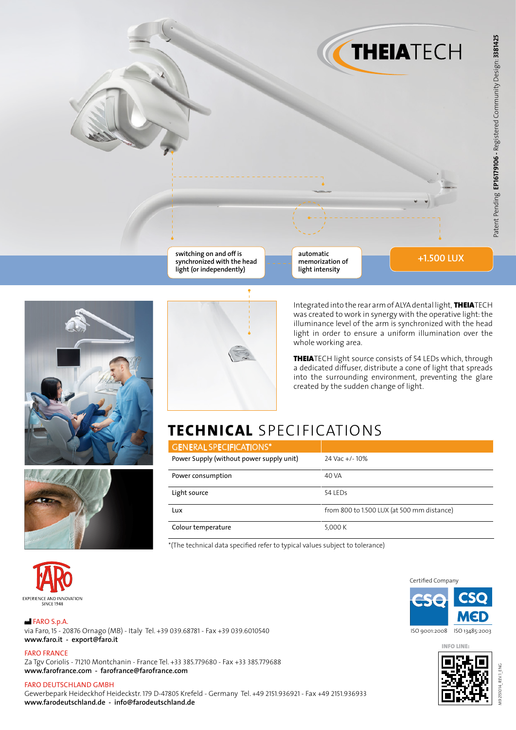# THEIATECH

Patent Pending **EP16179106** - Registered Community Design: **3381425**

switching on and off is synchronized with the head light (or independently)

automatic memorization of light intensity

+1.500 LUX

Integrated into the rear arm of ALYA dental light, **THEIA**TECH was created to work in synergy with the operative light: the illuminance level of the arm is synchronized with the head light in order to ensure a uniform illumination over the whole working area.

**THEIA**TECH light source consists of 54 LEDs which, through a dedicated diffuser, distribute a cone of light that spreads into the surrounding environment, preventing the glare created by the sudden change of light.

## TECHNICAL SPECIFICATIONS

| GENERAL SPECIFICATIONS* | |
|---|---|
| Power Supply (without power supply unit) | 24 Vac +/- 10% |
| Power consumption | 40 VA |
| Light source | 54 LEDs |
| Lux | from 800 to 1.500 LUX (at 500 mm distance) |
| Colour temperature | 5,000 K |

*(The technical data specified refer to typical values subject to tolerance)

FARO
EXPERIENCE AND INNOVATION SINCE 1948

Certified Company
CSQ — ISO 9001:2008
CSQ MED — ISO 13485:2003

**FARO S.p.A.**
via Faro, 15 - 20876 Ornago (MB) - Italy Tel. +39 039.68781 - Fax +39 039.6010540
**www.faro.it - export@faro.it**

**FARO FRANCE**
Za Tgv Coriolis - 71210 Montchanin - France Tel. +33 385.779680 - Fax +33 385.779688
**www.farofrance.com - farofrance@farofrance.com**

**FARO DEUTSCHLAND GMBH**
Gewerbepark Heideckhof Heideckstr. 179 D-47805 Krefeld - Germany Tel. +49 2151.936921 - Fax +49 2151.936933
**www.farodeutschland.de - info@farodeutschland.de**

INFO LINE:

M9215014_REV.1_ENG